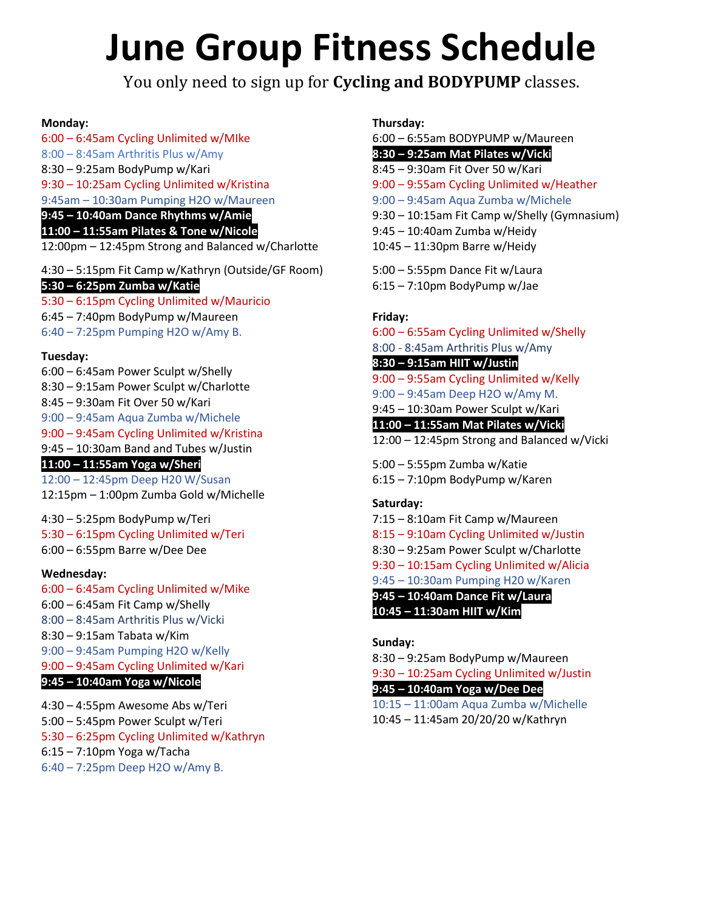# June Group Fitness Schedule

You only need to sign up for **Cycling and BODYPUMP** classes.

**Monday:**

6:00 – 6:45am Cycling Unlimited w/MIke
8:00 – 8:45am Arthritis Plus w/Amy
8:30 – 9:25am BodyPump w/Kari
9:30 – 10:25am Cycling Unlimited w/Kristina
9:45am – 10:30am Pumping H2O w/Maureen
**9:45 – 10:40am Dance Rhythms w/Amie**
**11:00 – 11:55am Pilates & Tone w/Nicole**
12:00pm – 12:45pm Strong and Balanced w/Charlotte

4:30 – 5:15pm Fit Camp w/Kathryn (Outside/GF Room)
**5:30 – 6:25pm Zumba w/Katie**
5:30 – 6:15pm Cycling Unlimited w/Mauricio
6:45 – 7:40pm BodyPump w/Maureen
6:40 – 7:25pm Pumping H2O w/Amy B.

**Tuesday:**

6:00 – 6:45am Power Sculpt w/Shelly
8:30 – 9:15am Power Sculpt w/Charlotte
8:45 – 9:30am Fit Over 50 w/Kari
9:00 – 9:45am Aqua Zumba w/Michele
9:00 – 9:45am Cycling Unlimited w/Kristina
9:45 – 10:30am Band and Tubes w/Justin
**11:00 – 11:55am Yoga w/Sheri**
12:00 – 12:45pm Deep H2O W/Susan
12:15pm – 1:00pm Zumba Gold w/Michelle

4:30 – 5:25pm BodyPump w/Teri
5:30 – 6:15pm Cycling Unlimited w/Teri
6:00 – 6:55pm Barre w/Dee Dee

**Wednesday:**

6:00 – 6:45am Cycling Unlimited w/Mike
6:00 – 6:45am Fit Camp w/Shelly
8:00 – 8:45am Arthritis Plus w/Vicki
8:30 – 9:15am Tabata w/Kim
9:00 – 9:45am Pumping H2O w/Kelly
9:00 – 9:45am Cycling Unlimited w/Kari
**9:45 – 10:40am Yoga w/Nicole**

4:30 – 4:55pm Awesome Abs w/Teri
5:00 – 5:45pm Power Sculpt w/Teri
5:30 – 6:25pm Cycling Unlimited w/Kathryn
6:15 – 7:10pm Yoga w/Tacha
6:40 – 7:25pm Deep H2O w/Amy B.

**Thursday:**

6:00 – 6:55am BODYPUMP w/Maureen
**8:30 – 9:25am Mat Pilates w/Vicki**
8:45 – 9:30am Fit Over 50 w/Kari
9:00 – 9:55am Cycling Unlimited w/Heather
9:00 – 9:45am Aqua Zumba w/Michele
9:30 – 10:15am Fit Camp w/Shelly (Gymnasium)
9:45 – 10:40am Zumba w/Heidy
10:45 – 11:30pm Barre w/Heidy

5:00 – 5:55pm Dance Fit w/Laura
6:15 – 7:10pm BodyPump w/Jae

**Friday:**

6:00 – 6:55am Cycling Unlimited w/Shelly
8:00 - 8:45am Arthritis Plus w/Amy
**8:30 – 9:15am HIIT w/Justin**
9:00 – 9:55am Cycling Unlimited w/Kelly
9:00 – 9:45am Deep H2O w/Amy M.
9:45 – 10:30am Power Sculpt w/Kari
**11:00 – 11:55am Mat Pilates w/Vicki**
12:00 – 12:45pm Strong and Balanced w/Vicki

5:00 – 5:55pm Zumba w/Katie
6:15 – 7:10pm BodyPump w/Karen

**Saturday:**

7:15 – 8:10am Fit Camp w/Maureen
8:15 – 9:10am Cycling Unlimited w/Justin
8:30 – 9:25am Power Sculpt w/Charlotte
9:30 – 10:15am Cycling Unlimited w/Alicia
9:45 – 10:30am Pumping H20 w/Karen
**9:45 – 10:40am Dance Fit w/Laura**
**10:45 – 11:30am HIIT w/Kim**

**Sunday:**

8:30 – 9:25am BodyPump w/Maureen
9:30 – 10:25am Cycling Unlimited w/Justin
**9:45 – 10:40am Yoga w/Dee Dee**
10:15 – 11:00am Aqua Zumba w/Michelle
10:45 – 11:45am 20/20/20 w/Kathryn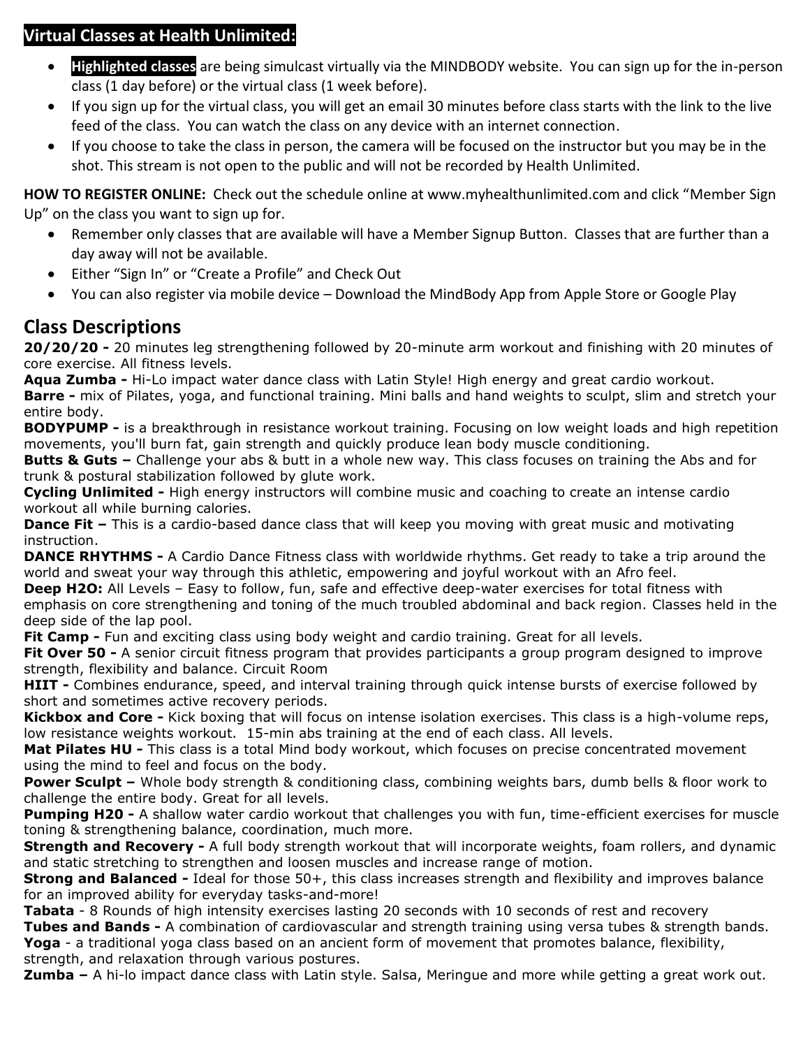## Virtual Classes at Health Unlimited:

- **Highlighted classes** are being simulcast virtually via the MINDBODY website. You can sign up for the in-person class (1 day before) or the virtual class (1 week before).
- If you sign up for the virtual class, you will get an email 30 minutes before class starts with the link to the live feed of the class. You can watch the class on any device with an internet connection.
- If you choose to take the class in person, the camera will be focused on the instructor but you may be in the shot. This stream is not open to the public and will not be recorded by Health Unlimited.

**HOW TO REGISTER ONLINE:** Check out the schedule online at www.myhealthunlimited.com and click "Member Sign Up" on the class you want to sign up for.

- Remember only classes that are available will have a Member Signup Button. Classes that are further than a day away will not be available.
- Either "Sign In" or "Create a Profile" and Check Out
- You can also register via mobile device – Download the MindBody App from Apple Store or Google Play

## Class Descriptions

**20/20/20 -** 20 minutes leg strengthening followed by 20-minute arm workout and finishing with 20 minutes of core exercise. All fitness levels.

**Aqua Zumba -** Hi-Lo impact water dance class with Latin Style! High energy and great cardio workout.

**Barre -** mix of Pilates, yoga, and functional training. Mini balls and hand weights to sculpt, slim and stretch your entire body.

**BODYPUMP -** is a breakthrough in resistance workout training. Focusing on low weight loads and high repetition movements, you'll burn fat, gain strength and quickly produce lean body muscle conditioning.

**Butts & Guts –** Challenge your abs & butt in a whole new way. This class focuses on training the Abs and for trunk & postural stabilization followed by glute work.

**Cycling Unlimited -** High energy instructors will combine music and coaching to create an intense cardio workout all while burning calories.

**Dance Fit –** This is a cardio-based dance class that will keep you moving with great music and motivating instruction.

**DANCE RHYTHMS -** A Cardio Dance Fitness class with worldwide rhythms. Get ready to take a trip around the world and sweat your way through this athletic, empowering and joyful workout with an Afro feel.

**Deep H2O:** All Levels – Easy to follow, fun, safe and effective deep-water exercises for total fitness with emphasis on core strengthening and toning of the much troubled abdominal and back region. Classes held in the deep side of the lap pool.

**Fit Camp -** Fun and exciting class using body weight and cardio training. Great for all levels.

**Fit Over 50 -** A senior circuit fitness program that provides participants a group program designed to improve strength, flexibility and balance. Circuit Room

**HIIT -** Combines endurance, speed, and interval training through quick intense bursts of exercise followed by short and sometimes active recovery periods.

**Kickbox and Core -** Kick boxing that will focus on intense isolation exercises. This class is a high-volume reps, low resistance weights workout. 15-min abs training at the end of each class. All levels.

**Mat Pilates HU -** This class is a total Mind body workout, which focuses on precise concentrated movement using the mind to feel and focus on the body.

**Power Sculpt –** Whole body strength & conditioning class, combining weights bars, dumb bells & floor work to challenge the entire body. Great for all levels.

**Pumping H20 -** A shallow water cardio workout that challenges you with fun, time-efficient exercises for muscle toning & strengthening balance, coordination, much more.

**Strength and Recovery -** A full body strength workout that will incorporate weights, foam rollers, and dynamic and static stretching to strengthen and loosen muscles and increase range of motion.

**Strong and Balanced -** Ideal for those 50+, this class increases strength and flexibility and improves balance for an improved ability for everyday tasks-and-more!

**Tabata** - 8 Rounds of high intensity exercises lasting 20 seconds with 10 seconds of rest and recovery

**Tubes and Bands -** A combination of cardiovascular and strength training using versa tubes & strength bands.

**Yoga** - a traditional yoga class based on an ancient form of movement that promotes balance, flexibility, strength, and relaxation through various postures.

**Zumba –** A hi-lo impact dance class with Latin style. Salsa, Meringue and more while getting a great work out.